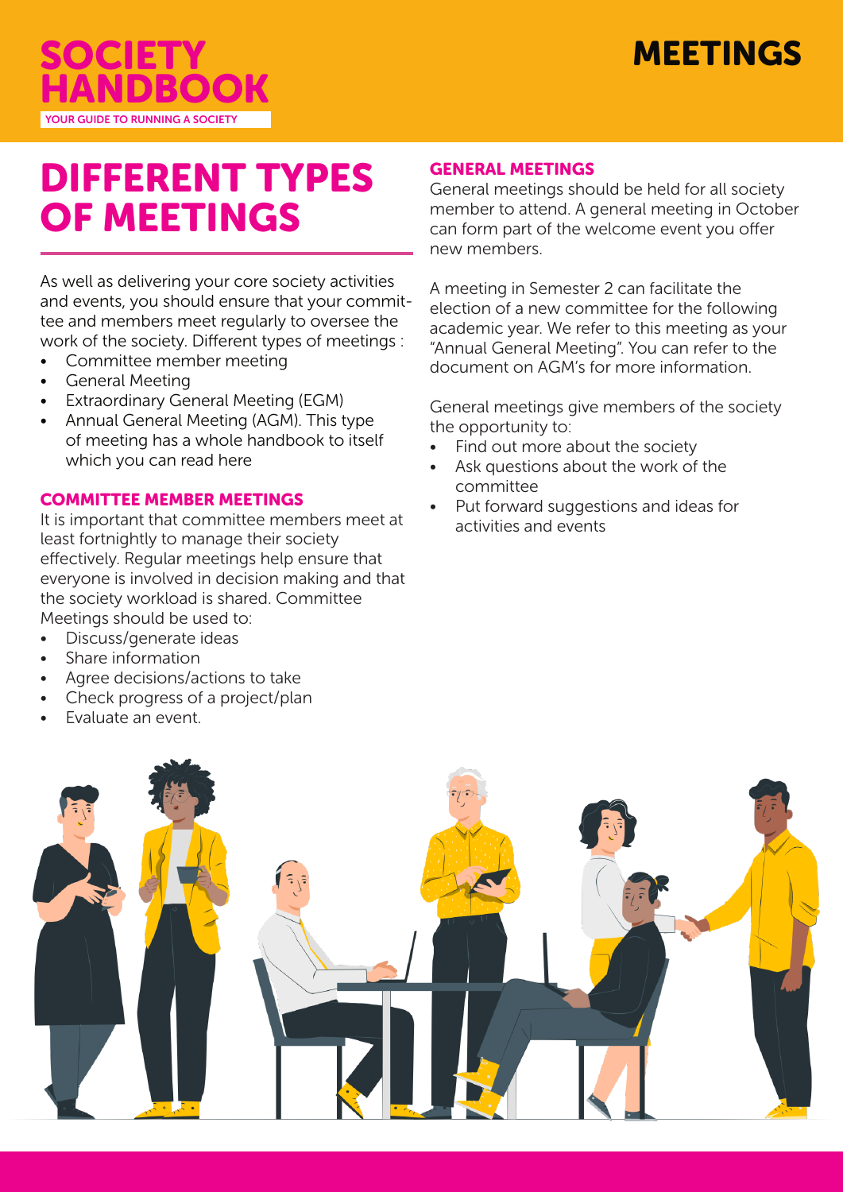# SOCIETY HANDBOOK

YOUR GUIDE TO RUNNING A SOCIETY

# MEETINGS

## DIFFERENT TYPES OF MEETINGS

As well as delivering your core society activities and events, you should ensure that your committee and members meet regularly to oversee the work of the society. Different types of meetings :

- Committee member meeting
- General Meeting
- Extraordinary General Meeting (EGM)
- Annual General Meeting (AGM). This type of meeting has a whole handbook to itself which you can read here

### COMMITTEE MEMBER MEETINGS

It is important that committee members meet at least fortnightly to manage their society effectively. Regular meetings help ensure that everyone is involved in decision making and that the society workload is shared. Committee Meetings should be used to:

- Discuss/generate ideas
- Share information
- Agree decisions/actions to take
- Check progress of a project/plan
- Evaluate an event.

### GENERAL MEETINGS

General meetings should be held for all society member to attend. A general meeting in October can form part of the welcome event you offer new members.

A meeting in Semester 2 can facilitate the election of a new committee for the following academic year. We refer to this meeting as your "Annual General Meeting". You can refer to the document on AGM's for more information.

General meetings give members of the society the opportunity to:

- Find out more about the society
- Ask questions about the work of the committee
- Put forward suggestions and ideas for activities and events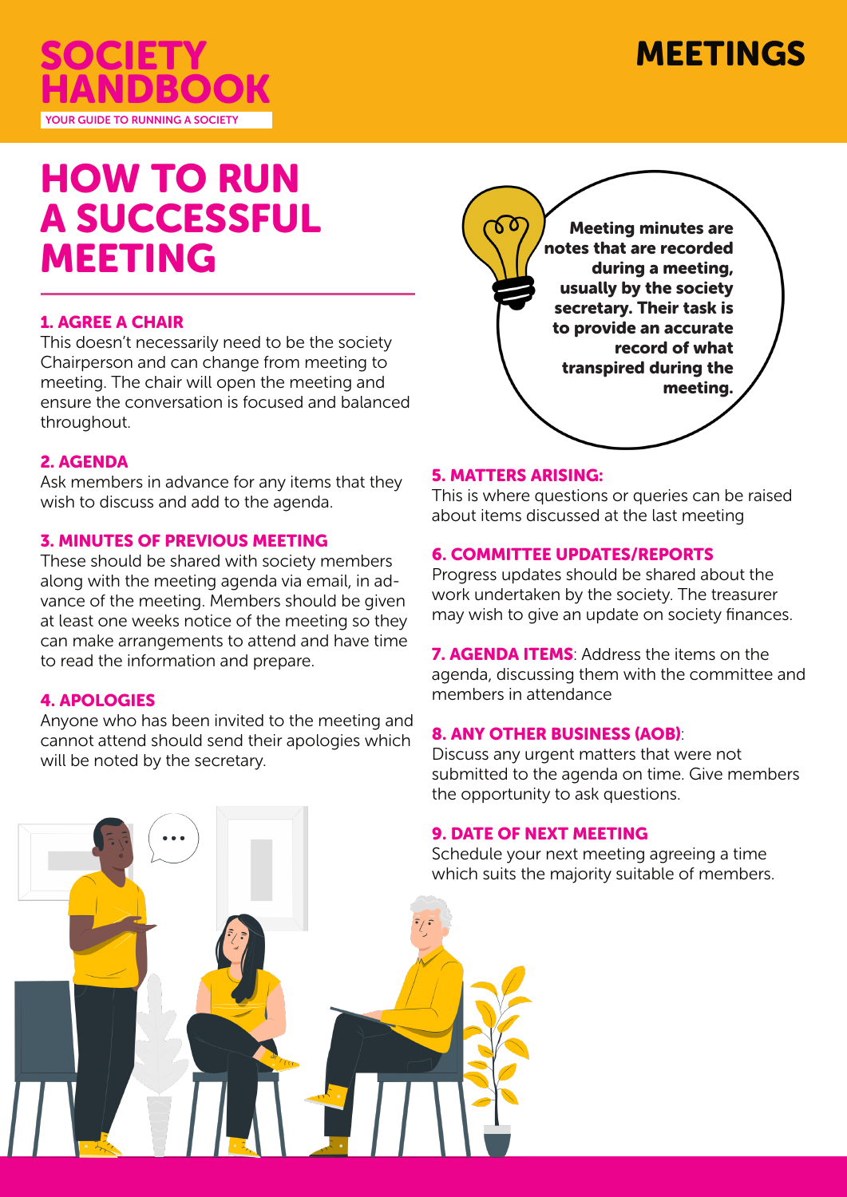# SOCIETY HANDBOOK

YOUR GUIDE TO RUNNING A SOCIETY

# MEETINGS

## HOW TO RUN A SUCCESSFUL MEETING

### 1. AGREE A CHAIR

This doesn't necessarily need to be the society Chairperson and can change from meeting to meeting. The chair will open the meeting and ensure the conversation is focused and balanced throughout.

### 2. AGENDA

Ask members in advance for any items that they wish to discuss and add to the agenda.

### 3. MINUTES OF PREVIOUS MEETING

These should be shared with society members along with the meeting agenda via email, in advance of the meeting. Members should be given at least one weeks notice of the meeting so they can make arrangements to attend and have time to read the information and prepare.

### 4. APOLOGIES

Anyone who has been invited to the meeting and cannot attend should send their apologies which will be noted by the secretary.

**Meeting minutes are notes that are recorded during a meeting, usually by the society secretary. Their task is to provide an accurate record of what transpired during the meeting.**

### 5. MATTERS ARISING:

This is where questions or queries can be raised about items discussed at the last meeting

### 6. COMMITTEE UPDATES/REPORTS

Progress updates should be shared about the work undertaken by the society. The treasurer may wish to give an update on society finances.

**7. AGENDA ITEMS**: Address the items on the agenda, discussing them with the committee and members in attendance

### 8. ANY OTHER BUSINESS (AOB):

Discuss any urgent matters that were not submitted to the agenda on time. Give members the opportunity to ask questions.

### 9. DATE OF NEXT MEETING

Schedule your next meeting agreeing a time which suits the majority suitable of members.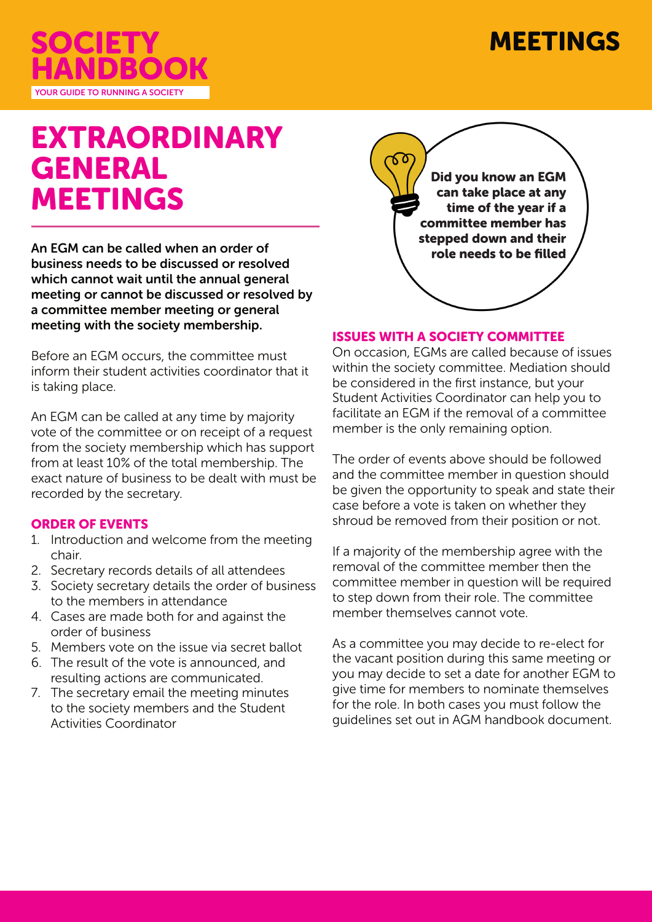# EXTRAORDINARY GENERAL MEETINGS

**An EGM can be called when an order of business needs to be discussed or resolved which cannot wait until the annual general meeting or cannot be discussed or resolved by a committee member meeting or general meeting with the society membership.**

Before an EGM occurs, the committee must inform their student activities coordinator that it is taking place.

An EGM can be called at any time by majority vote of the committee or on receipt of a request from the society membership which has support from at least 10% of the total membership. The exact nature of business to be dealt with must be recorded by the secretary.

### ORDER OF EVENTS

1. Introduction and welcome from the meeting chair.
2. Secretary records details of all attendees
3. Society secretary details the order of business to the members in attendance
4. Cases are made both for and against the order of business
5. Members vote on the issue via secret ballot
6. The result of the vote is announced, and resulting actions are communicated.
7. The secretary email the meeting minutes to the society members and the Student Activities Coordinator

**Did you know an EGM can take place at any time of the year if a committee member has stepped down and their role needs to be filled**

### ISSUES WITH A SOCIETY COMMITTEE

On occasion, EGMs are called because of issues within the society committee. Mediation should be considered in the first instance, but your Student Activities Coordinator can help you to facilitate an EGM if the removal of a committee member is the only remaining option.

The order of events above should be followed and the committee member in question should be given the opportunity to speak and state their case before a vote is taken on whether they shroud be removed from their position or not.

If a majority of the membership agree with the removal of the committee member then the committee member in question will be required to step down from their role. The committee member themselves cannot vote.

As a committee you may decide to re-elect for the vacant position during this same meeting or you may decide to set a date for another EGM to give time for members to nominate themselves for the role. In both cases you must follow the guidelines set out in AGM handbook document.